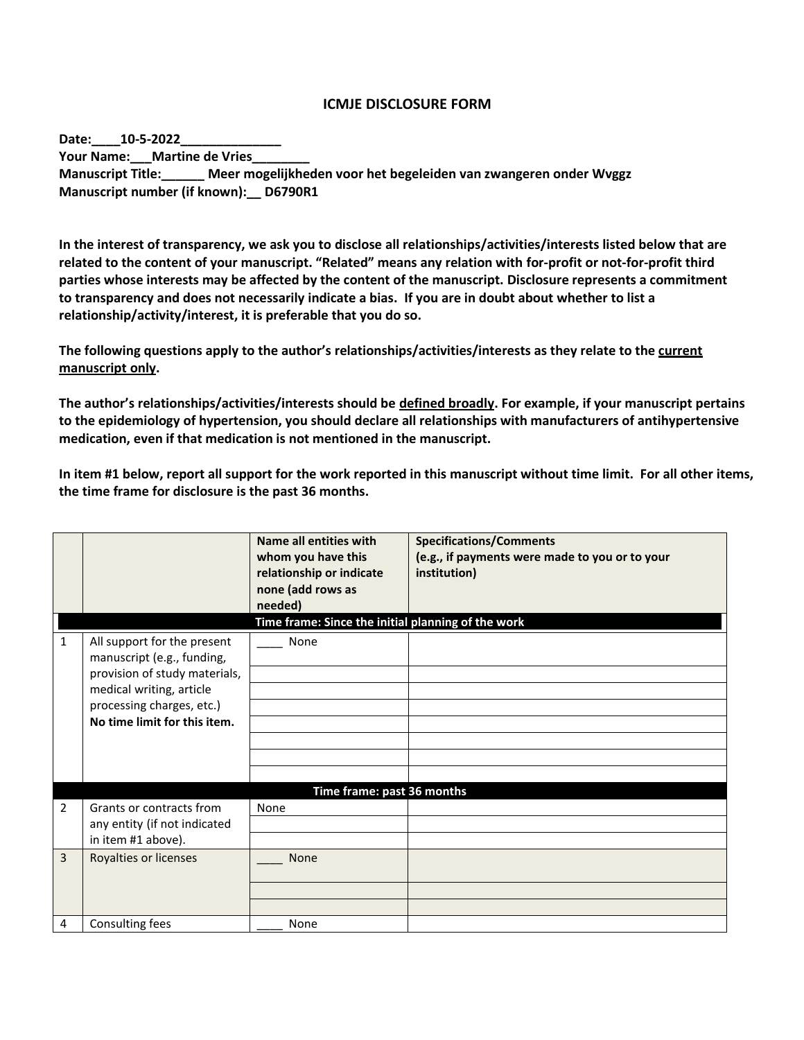# ICMJE DISCLOSURE FORM

**Date:____10-5-2022______________**
**Your Name:___Martine de Vries________**
**Manuscript Title:______ Meer mogelijkheden voor het begeleiden van zwangeren onder Wvggz**
**Manuscript number (if known):__ D6790R1**

**In the interest of transparency, we ask you to disclose all relationships/activities/interests listed below that are related to the content of your manuscript. "Related" means any relation with for-profit or not-for-profit third parties whose interests may be affected by the content of the manuscript. Disclosure represents a commitment to transparency and does not necessarily indicate a bias. If you are in doubt about whether to list a relationship/activity/interest, it is preferable that you do so.**

**The following questions apply to the author's relationships/activities/interests as they relate to the <u>current manuscript only</u>.**

**The author's relationships/activities/interests should be <u>defined broadly</u>. For example, if your manuscript pertains to the epidemiology of hypertension, you should declare all relationships with manufacturers of antihypertensive medication, even if that medication is not mentioned in the manuscript.**

**In item #1 below, report all support for the work reported in this manuscript without time limit. For all other items, the time frame for disclosure is the past 36 months.**

| | | **Name all entities with whom you have this relationship or indicate none (add rows as needed)** | **Specifications/Comments (e.g., if payments were made to you or to your institution)** |
|---|---|---|---|
| | | **Time frame: Since the initial planning of the work** | |
| 1 | All support for the present manuscript (e.g., funding, provision of study materials, medical writing, article processing charges, etc.) **No time limit for this item.** | ____ None | |
| | | | |
| | | | |
| | | | |
| | | | |
| | | | |
| | | | |
| | | | |
| | | **Time frame: past 36 months** | |
| 2 | Grants or contracts from any entity (if not indicated in item #1 above). | None | |
| | | | |
| | | | |
| 3 | Royalties or licenses | ____ None | |
| | | | |
| | | | |
| 4 | Consulting fees | ____ None | |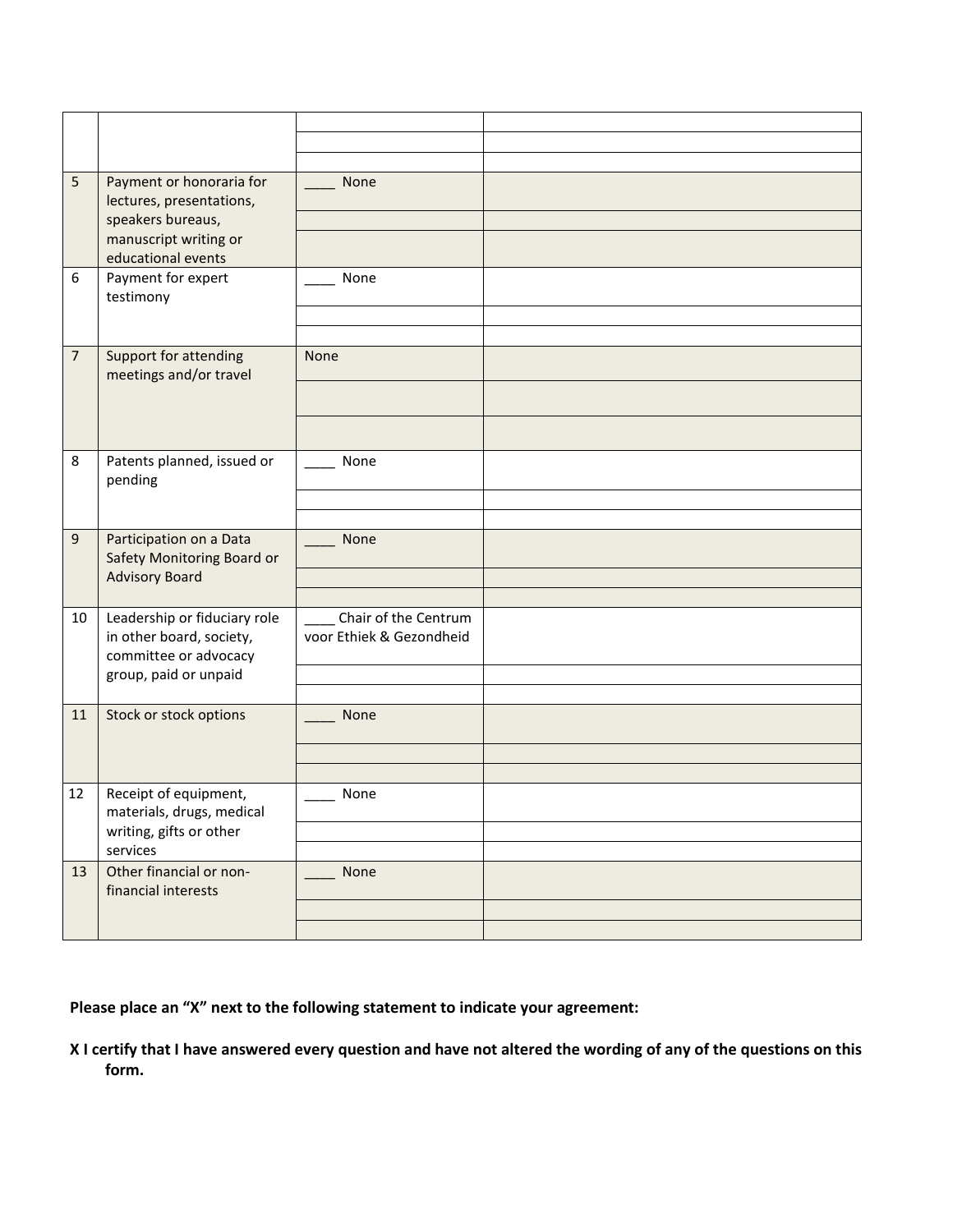| | | | |
|---|---|---|---|
| | | | |
| | | | |
| | | | |
| 5 | Payment or honoraria for lectures, presentations, speakers bureaus, manuscript writing or educational events | ____ None | |
| | | | |
| | | | |
| 6 | Payment for expert testimony | ____ None | |
| | | | |
| | | | |
| 7 | Support for attending meetings and/or travel | None | |
| | | | |
| | | | |
| 8 | Patents planned, issued or pending | ____ None | |
| | | | |
| | | | |
| 9 | Participation on a Data Safety Monitoring Board or Advisory Board | ____ None | |
| | | | |
| | | | |
| 10 | Leadership or fiduciary role in other board, society, committee or advocacy group, paid or unpaid | ____ Chair of the Centrum voor Ethiek & Gezondheid | |
| | | | |
| | | | |
| 11 | Stock or stock options | ____ None | |
| | | | |
| | | | |
| 12 | Receipt of equipment, materials, drugs, medical writing, gifts or other services | ____ None | |
| | | | |
| | | | |
| 13 | Other financial or non-financial interests | ____ None | |
| | | | |
| | | | |

**Please place an "X" next to the following statement to indicate your agreement:**

**X I certify that I have answered every question and have not altered the wording of any of the questions on this form.**